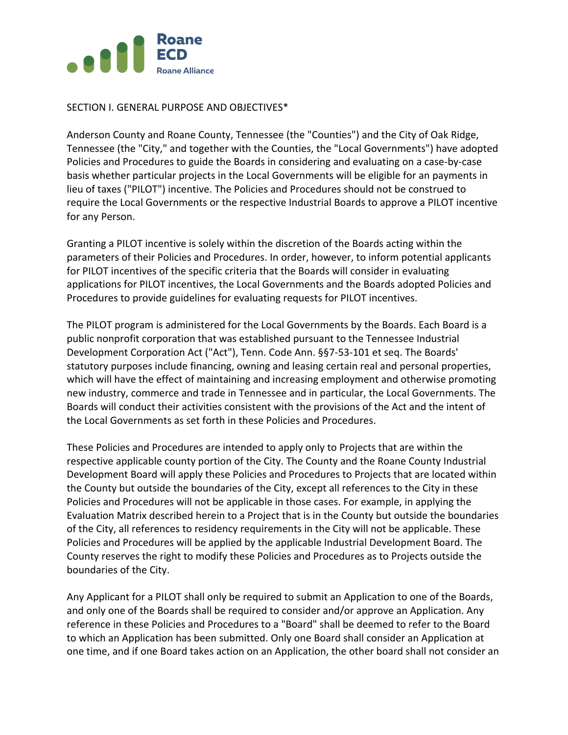Roane ECD

Roane Alliance

## SECTION I. GENERAL PURPOSE AND OBJECTIVES*

Anderson County and Roane County, Tennessee (the "Counties") and the City of Oak Ridge, Tennessee (the "City," and together with the Counties, the "Local Governments") have adopted Policies and Procedures to guide the Boards in considering and evaluating on a case-by-case basis whether particular projects in the Local Governments will be eligible for an payments in lieu of taxes ("PILOT") incentive. The Policies and Procedures should not be construed to require the Local Governments or the respective Industrial Boards to approve a PILOT incentive for any Person.

Granting a PILOT incentive is solely within the discretion of the Boards acting within the parameters of their Policies and Procedures. In order, however, to inform potential applicants for PILOT incentives of the specific criteria that the Boards will consider in evaluating applications for PILOT incentives, the Local Governments and the Boards adopted Policies and Procedures to provide guidelines for evaluating requests for PILOT incentives.

The PILOT program is administered for the Local Governments by the Boards. Each Board is a public nonprofit corporation that was established pursuant to the Tennessee Industrial Development Corporation Act ("Act"), Tenn. Code Ann. §§7-53-101 et seq. The Boards' statutory purposes include financing, owning and leasing certain real and personal properties, which will have the effect of maintaining and increasing employment and otherwise promoting new industry, commerce and trade in Tennessee and in particular, the Local Governments. The Boards will conduct their activities consistent with the provisions of the Act and the intent of the Local Governments as set forth in these Policies and Procedures.

These Policies and Procedures are intended to apply only to Projects that are within the respective applicable county portion of the City. The County and the Roane County Industrial Development Board will apply these Policies and Procedures to Projects that are located within the County but outside the boundaries of the City, except all references to the City in these Policies and Procedures will not be applicable in those cases. For example, in applying the Evaluation Matrix described herein to a Project that is in the County but outside the boundaries of the City, all references to residency requirements in the City will not be applicable. These Policies and Procedures will be applied by the applicable Industrial Development Board. The County reserves the right to modify these Policies and Procedures as to Projects outside the boundaries of the City.

Any Applicant for a PILOT shall only be required to submit an Application to one of the Boards, and only one of the Boards shall be required to consider and/or approve an Application. Any reference in these Policies and Procedures to a "Board" shall be deemed to refer to the Board to which an Application has been submitted. Only one Board shall consider an Application at one time, and if one Board takes action on an Application, the other board shall not consider an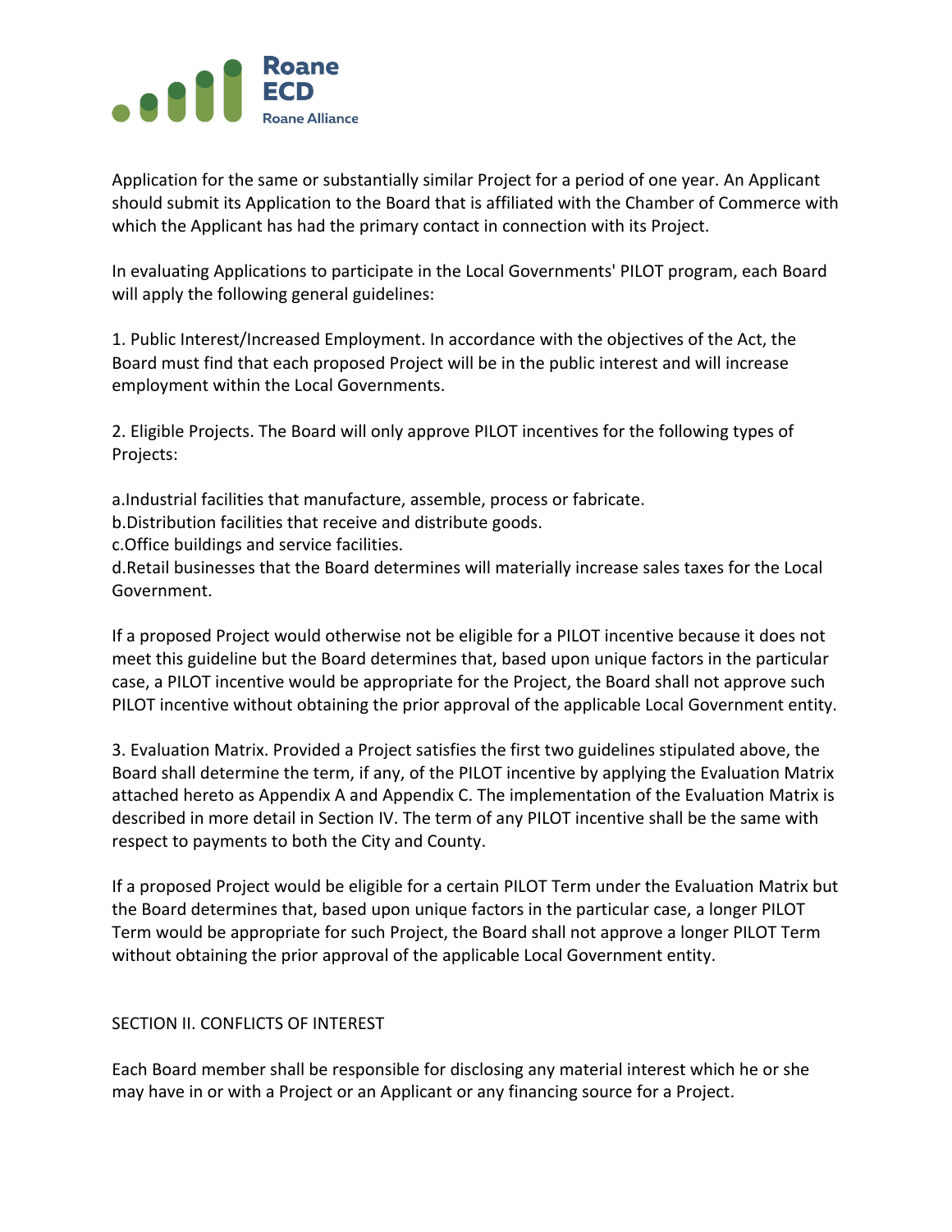Application for the same or substantially similar Project for a period of one year. An Applicant should submit its Application to the Board that is affiliated with the Chamber of Commerce with which the Applicant has had the primary contact in connection with its Project.

In evaluating Applications to participate in the Local Governments' PILOT program, each Board will apply the following general guidelines:

1. Public Interest/Increased Employment. In accordance with the objectives of the Act, the Board must find that each proposed Project will be in the public interest and will increase employment within the Local Governments.

2. Eligible Projects. The Board will only approve PILOT incentives for the following types of Projects:

a.Industrial facilities that manufacture, assemble, process or fabricate.
b.Distribution facilities that receive and distribute goods.
c.Office buildings and service facilities.
d.Retail businesses that the Board determines will materially increase sales taxes for the Local Government.

If a proposed Project would otherwise not be eligible for a PILOT incentive because it does not meet this guideline but the Board determines that, based upon unique factors in the particular case, a PILOT incentive would be appropriate for the Project, the Board shall not approve such PILOT incentive without obtaining the prior approval of the applicable Local Government entity.

3. Evaluation Matrix. Provided a Project satisfies the first two guidelines stipulated above, the Board shall determine the term, if any, of the PILOT incentive by applying the Evaluation Matrix attached hereto as Appendix A and Appendix C. The implementation of the Evaluation Matrix is described in more detail in Section IV. The term of any PILOT incentive shall be the same with respect to payments to both the City and County.

If a proposed Project would be eligible for a certain PILOT Term under the Evaluation Matrix but the Board determines that, based upon unique factors in the particular case, a longer PILOT Term would be appropriate for such Project, the Board shall not approve a longer PILOT Term without obtaining the prior approval of the applicable Local Government entity.

## SECTION II. CONFLICTS OF INTEREST

Each Board member shall be responsible for disclosing any material interest which he or she may have in or with a Project or an Applicant or any financing source for a Project.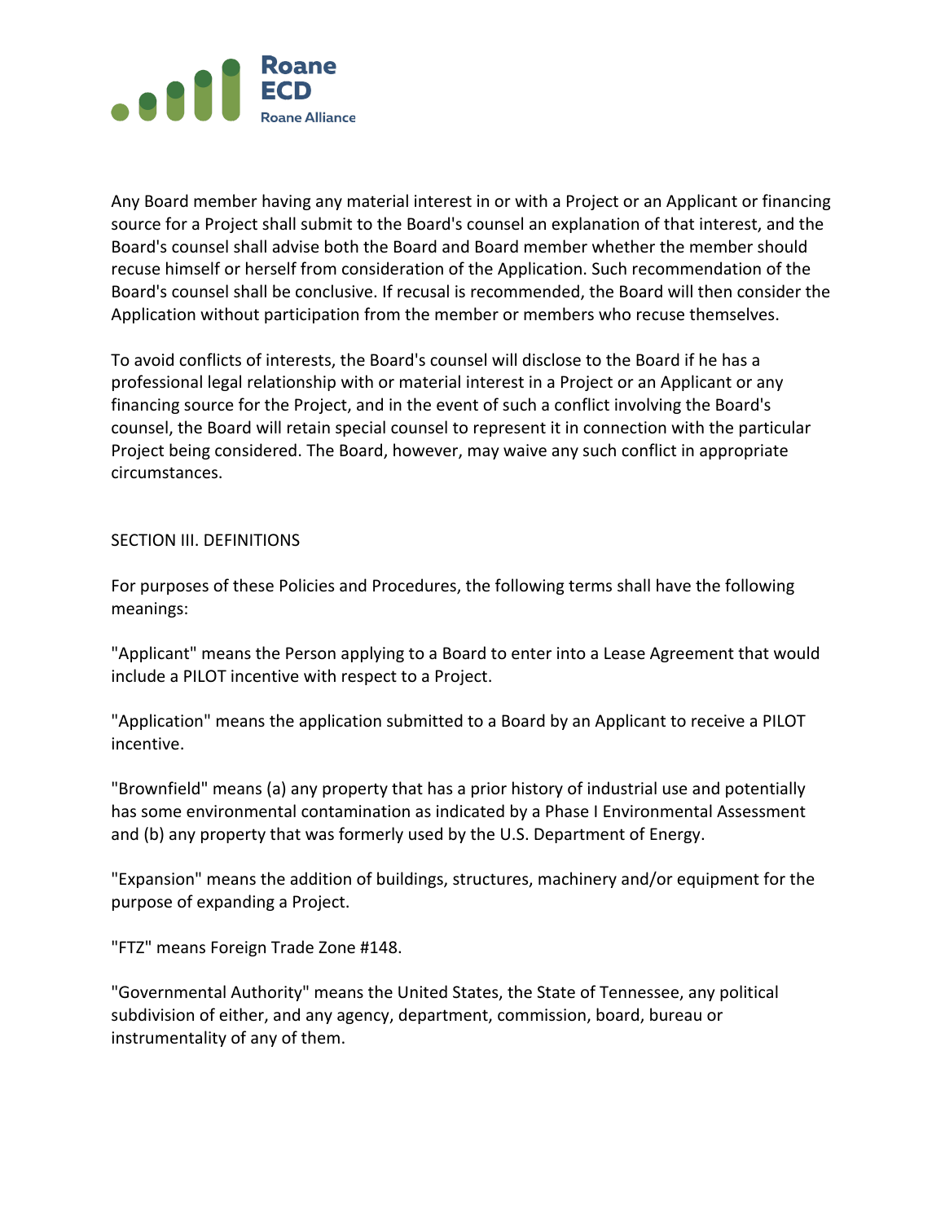Any Board member having any material interest in or with a Project or an Applicant or financing source for a Project shall submit to the Board's counsel an explanation of that interest, and the Board's counsel shall advise both the Board and Board member whether the member should recuse himself or herself from consideration of the Application. Such recommendation of the Board's counsel shall be conclusive. If recusal is recommended, the Board will then consider the Application without participation from the member or members who recuse themselves.

To avoid conflicts of interests, the Board's counsel will disclose to the Board if he has a professional legal relationship with or material interest in a Project or an Applicant or any financing source for the Project, and in the event of such a conflict involving the Board's counsel, the Board will retain special counsel to represent it in connection with the particular Project being considered. The Board, however, may waive any such conflict in appropriate circumstances.

## SECTION III. DEFINITIONS

For purposes of these Policies and Procedures, the following terms shall have the following meanings:

"Applicant" means the Person applying to a Board to enter into a Lease Agreement that would include a PILOT incentive with respect to a Project.

"Application" means the application submitted to a Board by an Applicant to receive a PILOT incentive.

"Brownfield" means (a) any property that has a prior history of industrial use and potentially has some environmental contamination as indicated by a Phase I Environmental Assessment and (b) any property that was formerly used by the U.S. Department of Energy.

"Expansion" means the addition of buildings, structures, machinery and/or equipment for the purpose of expanding a Project.

"FTZ" means Foreign Trade Zone #148.

"Governmental Authority" means the United States, the State of Tennessee, any political subdivision of either, and any agency, department, commission, board, bureau or instrumentality of any of them.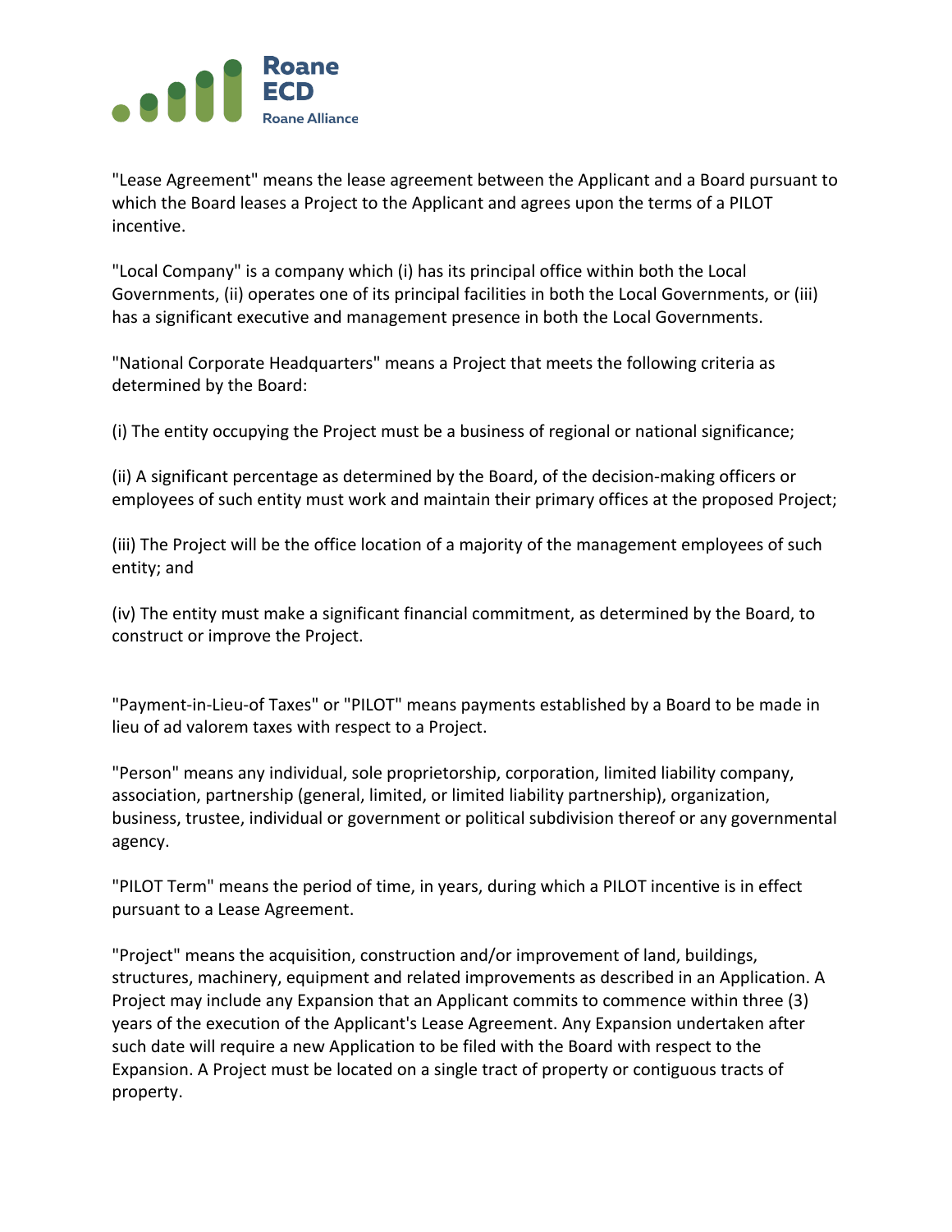"Lease Agreement" means the lease agreement between the Applicant and a Board pursuant to which the Board leases a Project to the Applicant and agrees upon the terms of a PILOT incentive.

"Local Company" is a company which (i) has its principal office within both the Local Governments, (ii) operates one of its principal facilities in both the Local Governments, or (iii) has a significant executive and management presence in both the Local Governments.

"National Corporate Headquarters" means a Project that meets the following criteria as determined by the Board:

(i) The entity occupying the Project must be a business of regional or national significance;

(ii) A significant percentage as determined by the Board, of the decision-making officers or employees of such entity must work and maintain their primary offices at the proposed Project;

(iii) The Project will be the office location of a majority of the management employees of such entity; and

(iv) The entity must make a significant financial commitment, as determined by the Board, to construct or improve the Project.

"Payment-in-Lieu-of Taxes" or "PILOT" means payments established by a Board to be made in lieu of ad valorem taxes with respect to a Project.

"Person" means any individual, sole proprietorship, corporation, limited liability company, association, partnership (general, limited, or limited liability partnership), organization, business, trustee, individual or government or political subdivision thereof or any governmental agency.

"PILOT Term" means the period of time, in years, during which a PILOT incentive is in effect pursuant to a Lease Agreement.

"Project" means the acquisition, construction and/or improvement of land, buildings, structures, machinery, equipment and related improvements as described in an Application. A Project may include any Expansion that an Applicant commits to commence within three (3) years of the execution of the Applicant's Lease Agreement. Any Expansion undertaken after such date will require a new Application to be filed with the Board with respect to the Expansion. A Project must be located on a single tract of property or contiguous tracts of property.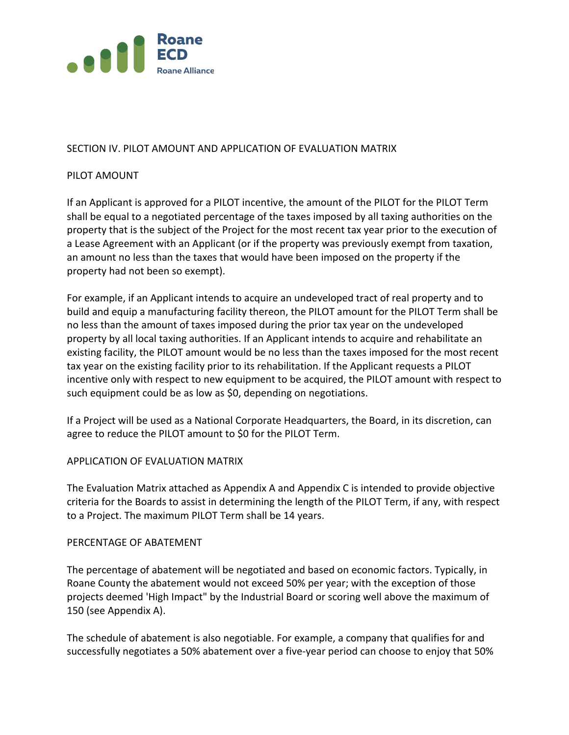## SECTION IV. PILOT AMOUNT AND APPLICATION OF EVALUATION MATRIX

### PILOT AMOUNT

If an Applicant is approved for a PILOT incentive, the amount of the PILOT for the PILOT Term shall be equal to a negotiated percentage of the taxes imposed by all taxing authorities on the property that is the subject of the Project for the most recent tax year prior to the execution of a Lease Agreement with an Applicant (or if the property was previously exempt from taxation, an amount no less than the taxes that would have been imposed on the property if the property had not been so exempt).

For example, if an Applicant intends to acquire an undeveloped tract of real property and to build and equip a manufacturing facility thereon, the PILOT amount for the PILOT Term shall be no less than the amount of taxes imposed during the prior tax year on the undeveloped property by all local taxing authorities. If an Applicant intends to acquire and rehabilitate an existing facility, the PILOT amount would be no less than the taxes imposed for the most recent tax year on the existing facility prior to its rehabilitation. If the Applicant requests a PILOT incentive only with respect to new equipment to be acquired, the PILOT amount with respect to such equipment could be as low as $0, depending on negotiations.

If a Project will be used as a National Corporate Headquarters, the Board, in its discretion, can agree to reduce the PILOT amount to $0 for the PILOT Term.

### APPLICATION OF EVALUATION MATRIX

The Evaluation Matrix attached as Appendix A and Appendix C is intended to provide objective criteria for the Boards to assist in determining the length of the PILOT Term, if any, with respect to a Project. The maximum PILOT Term shall be 14 years.

### PERCENTAGE OF ABATEMENT

The percentage of abatement will be negotiated and based on economic factors. Typically, in Roane County the abatement would not exceed 50% per year; with the exception of those projects deemed 'High Impact" by the Industrial Board or scoring well above the maximum of 150 (see Appendix A).

The schedule of abatement is also negotiable. For example, a company that qualifies for and successfully negotiates a 50% abatement over a five-year period can choose to enjoy that 50%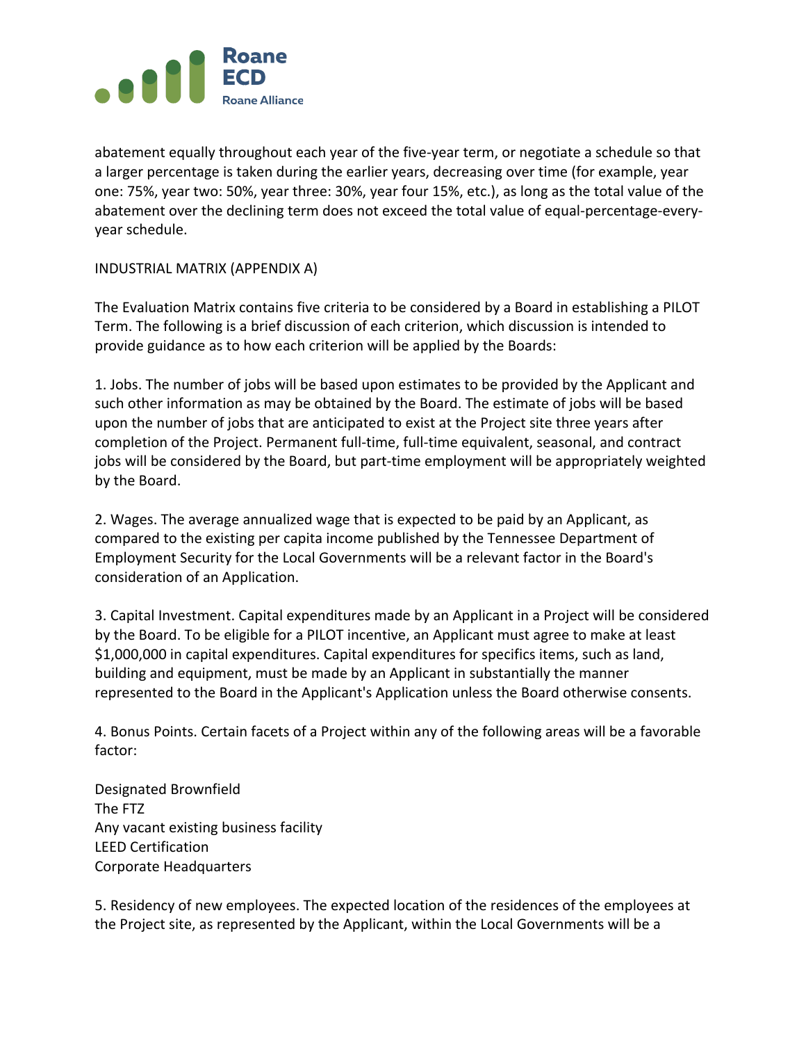abatement equally throughout each year of the five-year term, or negotiate a schedule so that a larger percentage is taken during the earlier years, decreasing over time (for example, year one: 75%, year two: 50%, year three: 30%, year four 15%, etc.), as long as the total value of the abatement over the declining term does not exceed the total value of equal-percentage-every-year schedule.

INDUSTRIAL MATRIX (APPENDIX A)

The Evaluation Matrix contains five criteria to be considered by a Board in establishing a PILOT Term. The following is a brief discussion of each criterion, which discussion is intended to provide guidance as to how each criterion will be applied by the Boards:

1. Jobs. The number of jobs will be based upon estimates to be provided by the Applicant and such other information as may be obtained by the Board. The estimate of jobs will be based upon the number of jobs that are anticipated to exist at the Project site three years after completion of the Project. Permanent full-time, full-time equivalent, seasonal, and contract jobs will be considered by the Board, but part-time employment will be appropriately weighted by the Board.

2. Wages. The average annualized wage that is expected to be paid by an Applicant, as compared to the existing per capita income published by the Tennessee Department of Employment Security for the Local Governments will be a relevant factor in the Board's consideration of an Application.

3. Capital Investment. Capital expenditures made by an Applicant in a Project will be considered by the Board. To be eligible for a PILOT incentive, an Applicant must agree to make at least $1,000,000 in capital expenditures. Capital expenditures for specifics items, such as land, building and equipment, must be made by an Applicant in substantially the manner represented to the Board in the Applicant's Application unless the Board otherwise consents.

4. Bonus Points. Certain facets of a Project within any of the following areas will be a favorable factor:

Designated Brownfield
The FTZ
Any vacant existing business facility
LEED Certification
Corporate Headquarters

5. Residency of new employees. The expected location of the residences of the employees at the Project site, as represented by the Applicant, within the Local Governments will be a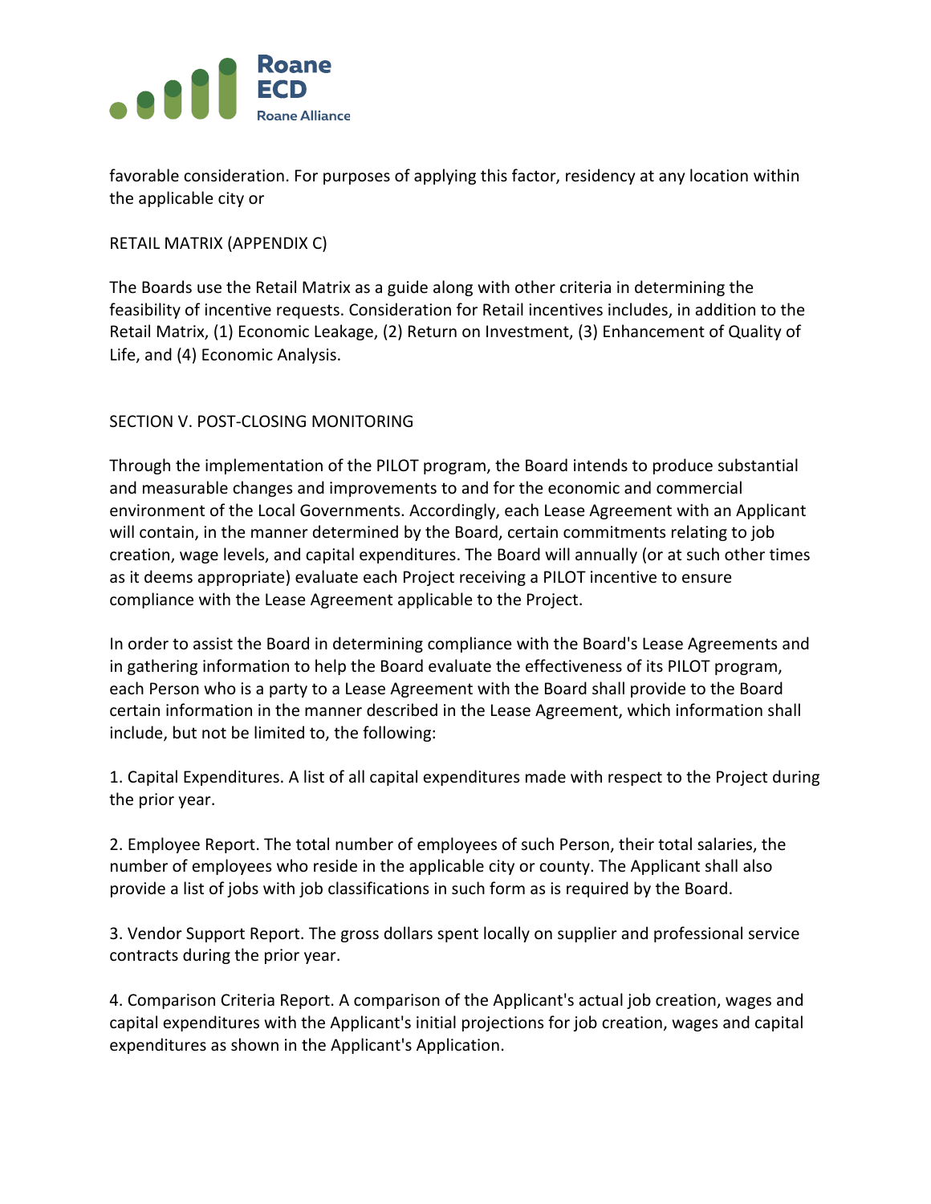favorable consideration. For purposes of applying this factor, residency at any location within the applicable city or

RETAIL MATRIX (APPENDIX C)

The Boards use the Retail Matrix as a guide along with other criteria in determining the feasibility of incentive requests. Consideration for Retail incentives includes, in addition to the Retail Matrix, (1) Economic Leakage, (2) Return on Investment, (3) Enhancement of Quality of Life, and (4) Economic Analysis.

## SECTION V. POST-CLOSING MONITORING

Through the implementation of the PILOT program, the Board intends to produce substantial and measurable changes and improvements to and for the economic and commercial environment of the Local Governments. Accordingly, each Lease Agreement with an Applicant will contain, in the manner determined by the Board, certain commitments relating to job creation, wage levels, and capital expenditures. The Board will annually (or at such other times as it deems appropriate) evaluate each Project receiving a PILOT incentive to ensure compliance with the Lease Agreement applicable to the Project.

In order to assist the Board in determining compliance with the Board's Lease Agreements and in gathering information to help the Board evaluate the effectiveness of its PILOT program, each Person who is a party to a Lease Agreement with the Board shall provide to the Board certain information in the manner described in the Lease Agreement, which information shall include, but not be limited to, the following:

1. Capital Expenditures. A list of all capital expenditures made with respect to the Project during the prior year.

2. Employee Report. The total number of employees of such Person, their total salaries, the number of employees who reside in the applicable city or county. The Applicant shall also provide a list of jobs with job classifications in such form as is required by the Board.

3. Vendor Support Report. The gross dollars spent locally on supplier and professional service contracts during the prior year.

4. Comparison Criteria Report. A comparison of the Applicant's actual job creation, wages and capital expenditures with the Applicant's initial projections for job creation, wages and capital expenditures as shown in the Applicant's Application.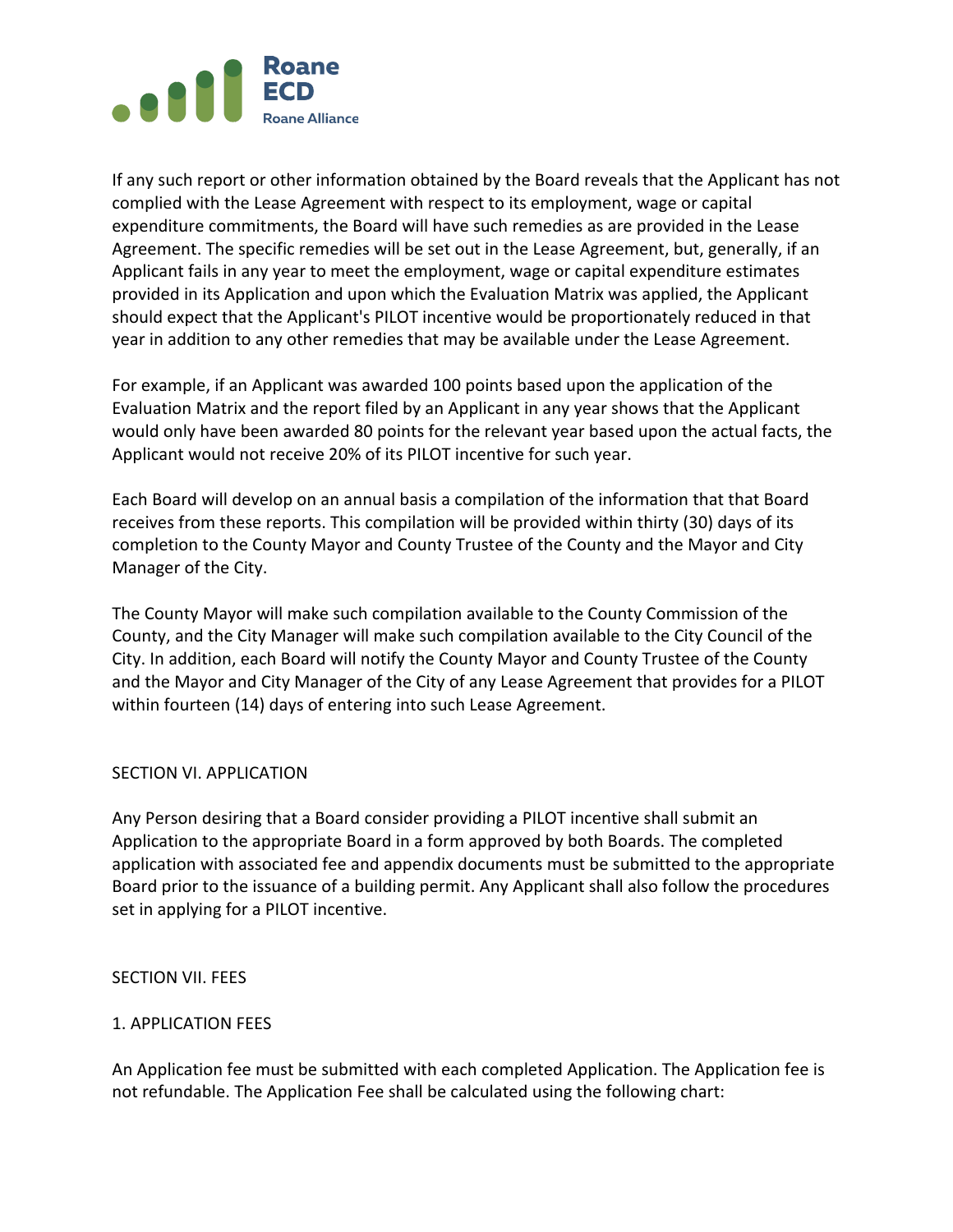If any such report or other information obtained by the Board reveals that the Applicant has not complied with the Lease Agreement with respect to its employment, wage or capital expenditure commitments, the Board will have such remedies as are provided in the Lease Agreement. The specific remedies will be set out in the Lease Agreement, but, generally, if an Applicant fails in any year to meet the employment, wage or capital expenditure estimates provided in its Application and upon which the Evaluation Matrix was applied, the Applicant should expect that the Applicant's PILOT incentive would be proportionately reduced in that year in addition to any other remedies that may be available under the Lease Agreement.

For example, if an Applicant was awarded 100 points based upon the application of the Evaluation Matrix and the report filed by an Applicant in any year shows that the Applicant would only have been awarded 80 points for the relevant year based upon the actual facts, the Applicant would not receive 20% of its PILOT incentive for such year.

Each Board will develop on an annual basis a compilation of the information that that Board receives from these reports. This compilation will be provided within thirty (30) days of its completion to the County Mayor and County Trustee of the County and the Mayor and City Manager of the City.

The County Mayor will make such compilation available to the County Commission of the County, and the City Manager will make such compilation available to the City Council of the City. In addition, each Board will notify the County Mayor and County Trustee of the County and the Mayor and City Manager of the City of any Lease Agreement that provides for a PILOT within fourteen (14) days of entering into such Lease Agreement.

## SECTION VI. APPLICATION

Any Person desiring that a Board consider providing a PILOT incentive shall submit an Application to the appropriate Board in a form approved by both Boards. The completed application with associated fee and appendix documents must be submitted to the appropriate Board prior to the issuance of a building permit. Any Applicant shall also follow the procedures set in applying for a PILOT incentive.

## SECTION VII. FEES

### 1. APPLICATION FEES

An Application fee must be submitted with each completed Application. The Application fee is not refundable. The Application Fee shall be calculated using the following chart: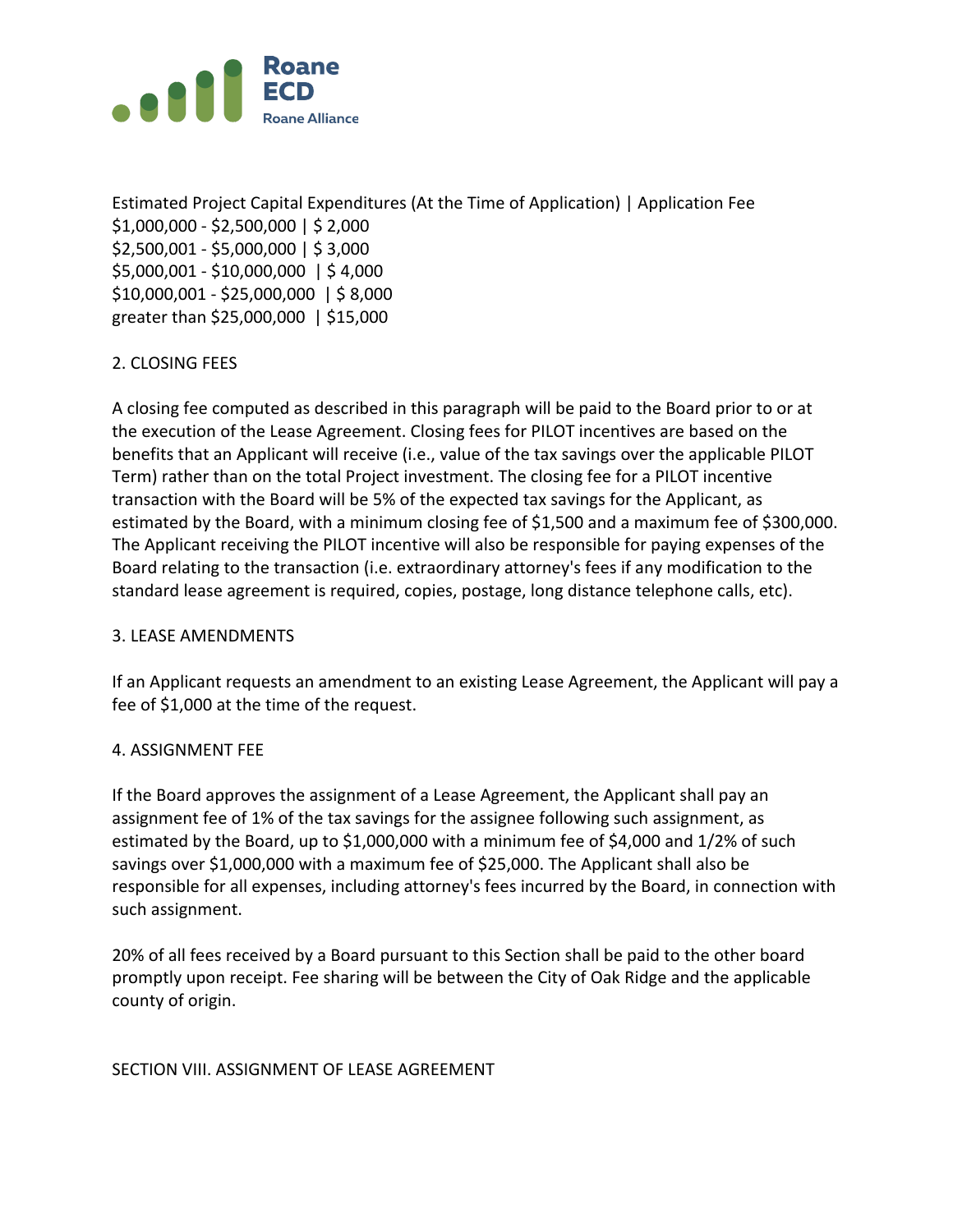| Estimated Project Capital Expenditures (At the Time of Application) | Application Fee |
|---|---|
| $1,000,000 - $2,500,000 | $ 2,000 |
| $2,500,001 - $5,000,000 | $ 3,000 |
| $5,000,001 - $10,000,000 | $ 4,000 |
| $10,000,001 - $25,000,000 | $ 8,000 |
| greater than $25,000,000 | $15,000 |

2. CLOSING FEES

A closing fee computed as described in this paragraph will be paid to the Board prior to or at the execution of the Lease Agreement. Closing fees for PILOT incentives are based on the benefits that an Applicant will receive (i.e., value of the tax savings over the applicable PILOT Term) rather than on the total Project investment. The closing fee for a PILOT incentive transaction with the Board will be 5% of the expected tax savings for the Applicant, as estimated by the Board, with a minimum closing fee of $1,500 and a maximum fee of $300,000. The Applicant receiving the PILOT incentive will also be responsible for paying expenses of the Board relating to the transaction (i.e. extraordinary attorney's fees if any modification to the standard lease agreement is required, copies, postage, long distance telephone calls, etc).

3. LEASE AMENDMENTS

If an Applicant requests an amendment to an existing Lease Agreement, the Applicant will pay a fee of $1,000 at the time of the request.

4. ASSIGNMENT FEE

If the Board approves the assignment of a Lease Agreement, the Applicant shall pay an assignment fee of 1% of the tax savings for the assignee following such assignment, as estimated by the Board, up to $1,000,000 with a minimum fee of $4,000 and 1/2% of such savings over $1,000,000 with a maximum fee of $25,000. The Applicant shall also be responsible for all expenses, including attorney's fees incurred by the Board, in connection with such assignment.

20% of all fees received by a Board pursuant to this Section shall be paid to the other board promptly upon receipt. Fee sharing will be between the City of Oak Ridge and the applicable county of origin.

SECTION VIII. ASSIGNMENT OF LEASE AGREEMENT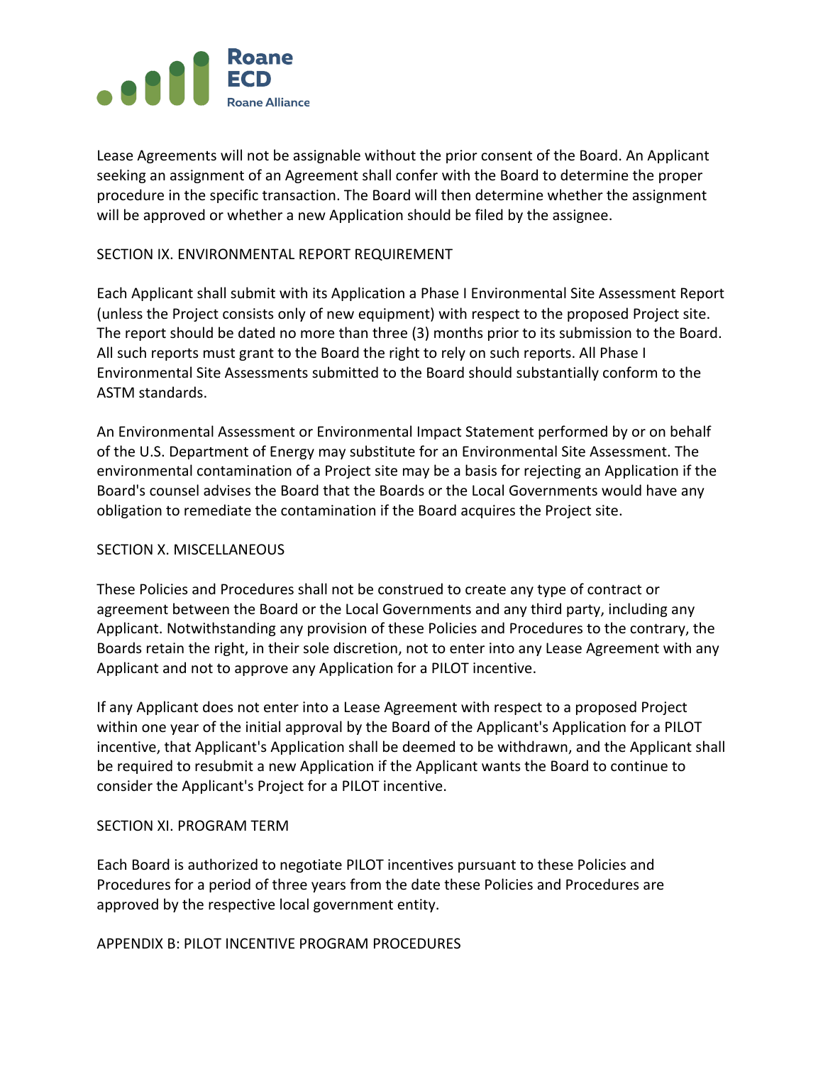Lease Agreements will not be assignable without the prior consent of the Board. An Applicant seeking an assignment of an Agreement shall confer with the Board to determine the proper procedure in the specific transaction. The Board will then determine whether the assignment will be approved or whether a new Application should be filed by the assignee.

## SECTION IX. ENVIRONMENTAL REPORT REQUIREMENT

Each Applicant shall submit with its Application a Phase I Environmental Site Assessment Report (unless the Project consists only of new equipment) with respect to the proposed Project site. The report should be dated no more than three (3) months prior to its submission to the Board. All such reports must grant to the Board the right to rely on such reports. All Phase I Environmental Site Assessments submitted to the Board should substantially conform to the ASTM standards.

An Environmental Assessment or Environmental Impact Statement performed by or on behalf of the U.S. Department of Energy may substitute for an Environmental Site Assessment. The environmental contamination of a Project site may be a basis for rejecting an Application if the Board's counsel advises the Board that the Boards or the Local Governments would have any obligation to remediate the contamination if the Board acquires the Project site.

## SECTION X. MISCELLANEOUS

These Policies and Procedures shall not be construed to create any type of contract or agreement between the Board or the Local Governments and any third party, including any Applicant. Notwithstanding any provision of these Policies and Procedures to the contrary, the Boards retain the right, in their sole discretion, not to enter into any Lease Agreement with any Applicant and not to approve any Application for a PILOT incentive.

If any Applicant does not enter into a Lease Agreement with respect to a proposed Project within one year of the initial approval by the Board of the Applicant's Application for a PILOT incentive, that Applicant's Application shall be deemed to be withdrawn, and the Applicant shall be required to resubmit a new Application if the Applicant wants the Board to continue to consider the Applicant's Project for a PILOT incentive.

## SECTION XI. PROGRAM TERM

Each Board is authorized to negotiate PILOT incentives pursuant to these Policies and Procedures for a period of three years from the date these Policies and Procedures are approved by the respective local government entity.

## APPENDIX B: PILOT INCENTIVE PROGRAM PROCEDURES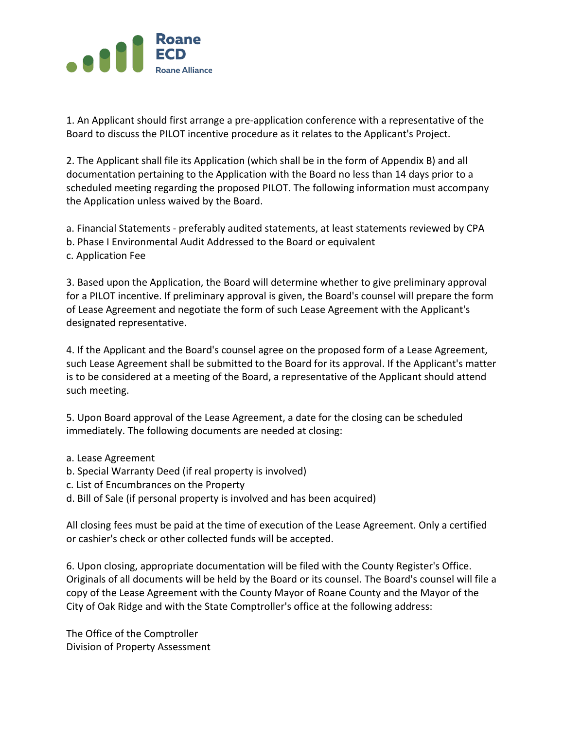1. An Applicant should first arrange a pre-application conference with a representative of the Board to discuss the PILOT incentive procedure as it relates to the Applicant's Project.

2. The Applicant shall file its Application (which shall be in the form of Appendix B) and all documentation pertaining to the Application with the Board no less than 14 days prior to a scheduled meeting regarding the proposed PILOT. The following information must accompany the Application unless waived by the Board.

a. Financial Statements - preferably audited statements, at least statements reviewed by CPA
b. Phase I Environmental Audit Addressed to the Board or equivalent
c. Application Fee

3. Based upon the Application, the Board will determine whether to give preliminary approval for a PILOT incentive. If preliminary approval is given, the Board's counsel will prepare the form of Lease Agreement and negotiate the form of such Lease Agreement with the Applicant's designated representative.

4. If the Applicant and the Board's counsel agree on the proposed form of a Lease Agreement, such Lease Agreement shall be submitted to the Board for its approval. If the Applicant's matter is to be considered at a meeting of the Board, a representative of the Applicant should attend such meeting.

5. Upon Board approval of the Lease Agreement, a date for the closing can be scheduled immediately. The following documents are needed at closing:

a. Lease Agreement
b. Special Warranty Deed (if real property is involved)
c. List of Encumbrances on the Property
d. Bill of Sale (if personal property is involved and has been acquired)

All closing fees must be paid at the time of execution of the Lease Agreement. Only a certified or cashier's check or other collected funds will be accepted.

6. Upon closing, appropriate documentation will be filed with the County Register's Office. Originals of all documents will be held by the Board or its counsel. The Board's counsel will file a copy of the Lease Agreement with the County Mayor of Roane County and the Mayor of the City of Oak Ridge and with the State Comptroller's office at the following address:

The Office of the Comptroller
Division of Property Assessment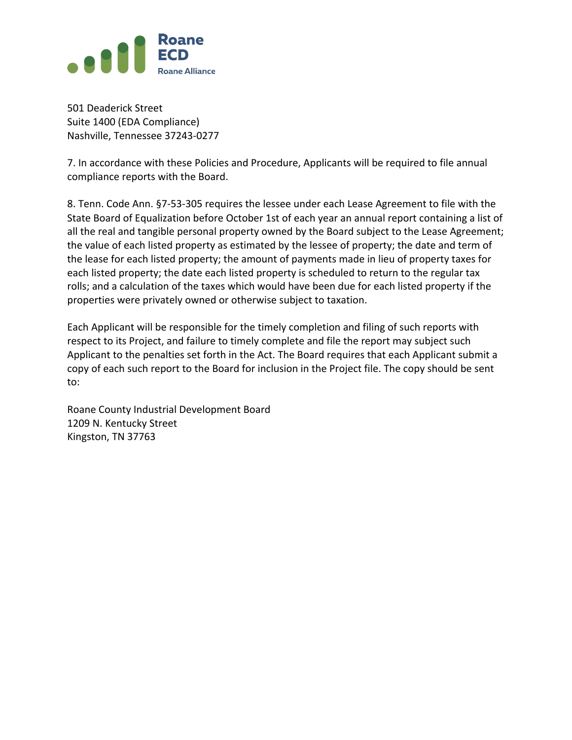501 Deaderick Street
Suite 1400 (EDA Compliance)
Nashville, Tennessee 37243-0277

7. In accordance with these Policies and Procedure, Applicants will be required to file annual compliance reports with the Board.

8. Tenn. Code Ann. §7-53-305 requires the lessee under each Lease Agreement to file with the State Board of Equalization before October 1st of each year an annual report containing a list of all the real and tangible personal property owned by the Board subject to the Lease Agreement; the value of each listed property as estimated by the lessee of property; the date and term of the lease for each listed property; the amount of payments made in lieu of property taxes for each listed property; the date each listed property is scheduled to return to the regular tax rolls; and a calculation of the taxes which would have been due for each listed property if the properties were privately owned or otherwise subject to taxation.

Each Applicant will be responsible for the timely completion and filing of such reports with respect to its Project, and failure to timely complete and file the report may subject such Applicant to the penalties set forth in the Act. The Board requires that each Applicant submit a copy of each such report to the Board for inclusion in the Project file. The copy should be sent to:

Roane County Industrial Development Board
1209 N. Kentucky Street
Kingston, TN 37763